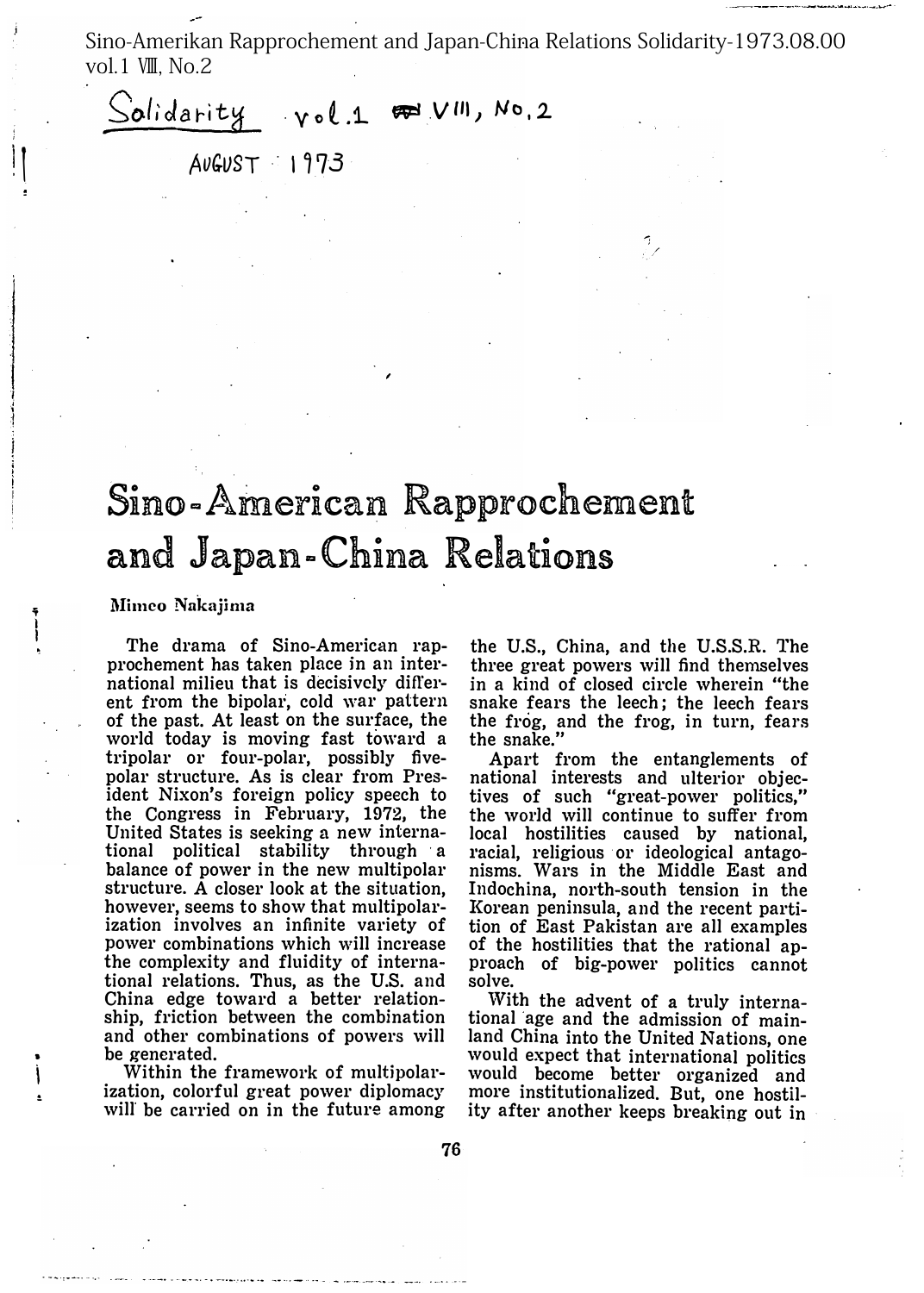Sino-Amerikan Rapprochement and Japan-China Relations Solidarity-1973.08.00 vol.1 Ⅷ, No.2

Solidarity vol.1 VIII, No.2

AUGUST 1973

# Sino-American Rapprochement and Japan-China Relations

Mimeo Nakajima

The drama of Sino-American rapprochement has taken place in an international milieu that is decisively different from the bipolar, cold war pattern of the past. At least on the surface, the world today is moving fast toward a tripolar or four-polar, possibly five-polar structure. As is clear from President Nixon's foreign policy speech to the Congress in February, 1972, the United States is seeking a new international political stability through a balance of power in the new multipolar structure. A closer look at the situation, however, seems to show that multipolarization involves an infinite variety of power combinations which will increase the complexity and fluidity of international relations. Thus, as the U.S. and China edge toward a better relationship, friction between the combination and other combinations of powers will be generated.

Within the framework of multipolarization, colorful great power diplomacy will be carried on in the future among the U.S., China, and the U.S.S.R. The three great powers will find themselves in a kind of closed circle wherein "the snake fears the leech; the leech fears the frog, and the frog, in turn, fears the snake."

Apart from the entanglements of national interests and ulterior objectives of such "great-power politics," the world will continue to suffer from local hostilities caused by national, racial, religious or ideological antagonisms. Wars in the Middle East and Indochina, north-south tension in the Korean peninsula, and the recent partition of East Pakistan are all examples of the hostilities that the rational approach of big-power politics cannot solve.

With the advent of a truly international age and the admission of mainland China into the United Nations, one would expect that international politics would become better organized and more institutionalized. But, one hostility after another keeps breaking out in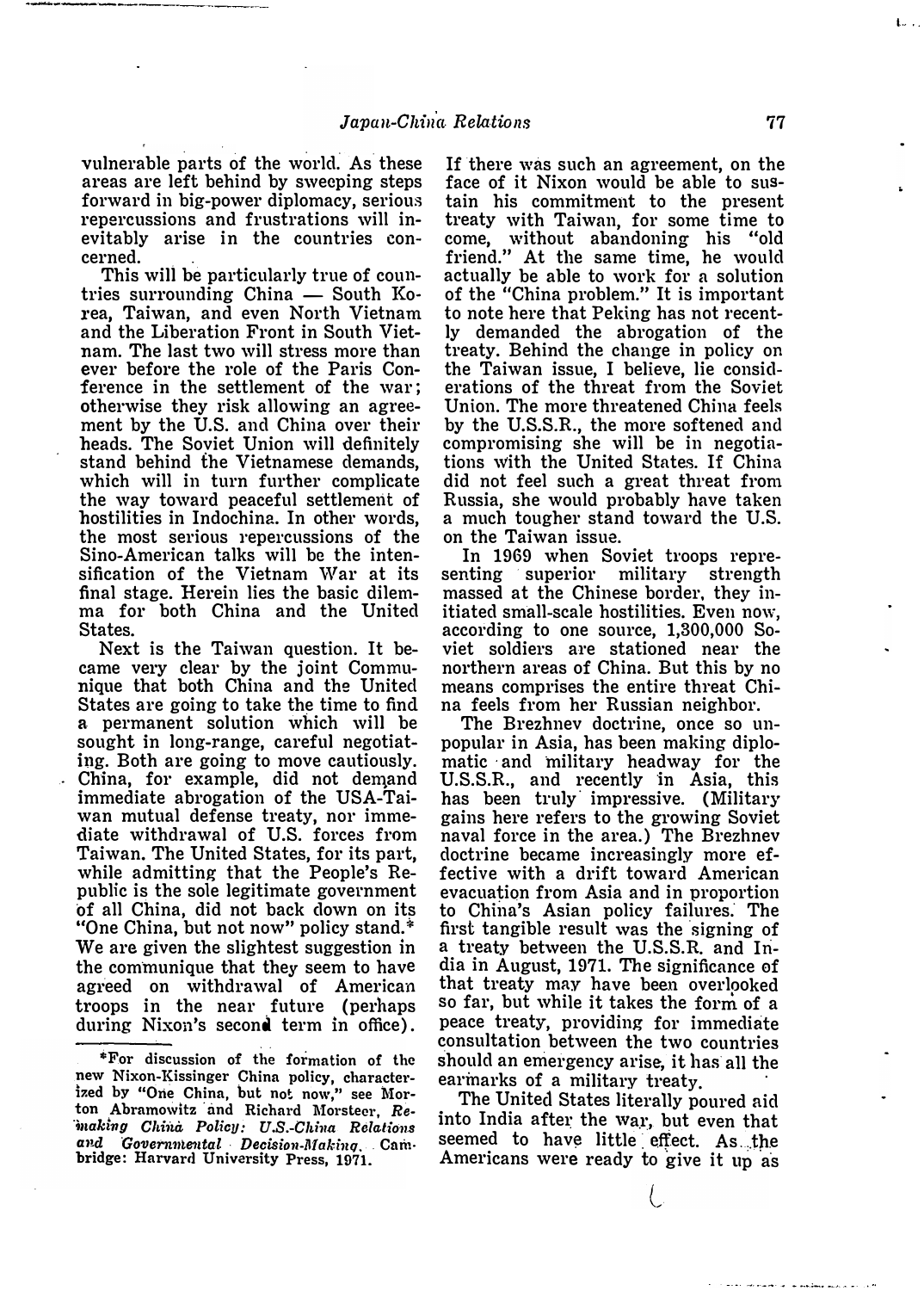vulnerable parts of the world. As these areas are left behind by sweeping steps forward in big-power diplomacy, serious repercussions and frustrations will inevitably arise in the countries concerned.

This will be particularly true of countries surrounding China — South Korea, Taiwan, and even North Vietnam and the Liberation Front in South Vietnam. The last two will stress more than ever before the role of the Paris Conference in the settlement of the war; otherwise they risk allowing an agreement by the U.S. and China over their heads. The Soviet Union will definitely stand behind the Vietnamese demands, which will in turn further complicate the way toward peaceful settlement of hostilities in Indochina. In other words, the most serious repercussions of the Sino-American talks will be the intensification of the Vietnam War at its final stage. Herein lies the basic dilemma for both China and the United States.

Next is the Taiwan question. It became very clear by the joint Communique that both China and the United States are going to take the time to find a permanent solution which will be sought in long-range, careful negotiating. Both are going to move cautiously. China, for example, did not demand immediate abrogation of the USA-Taiwan mutual defense treaty, nor immediate withdrawal of U.S. forces from Taiwan. The United States, for its part, while admitting that the People's Republic is the sole legitimate government of all China, did not back down on its "One China, but not now" policy stand.* We are given the slightest suggestion in the communique that they seem to have agreed on withdrawal of American troops in the near future (perhaps during Nixon's second term in office). If there was such an agreement, on the face of it Nixon would be able to sustain his commitment to the present treaty with Taiwan, for some time to come, without abandoning his "old friend." At the same time, he would actually be able to work for a solution of the "China problem." It is important to note here that Peking has not recently demanded the abrogation of the treaty. Behind the change in policy on the Taiwan issue, I believe, lie considerations of the threat from the Soviet Union. The more threatened China feels by the U.S.S.R., the more softened and compromising she will be in negotiations with the United States. If China did not feel such a great threat from Russia, she would probably have taken a much tougher stand toward the U.S. on the Taiwan issue.

In 1969 when Soviet troops representing superior military strength massed at the Chinese border, they initiated small-scale hostilities. Even now, according to one source, 1,300,000 Soviet soldiers are stationed near the northern areas of China. But this by no means comprises the entire threat China feels from her Russian neighbor.

The Brezhnev doctrine, once so unpopular in Asia, has been making diplomatic and military headway for the U.S.S.R., and recently in Asia, this has been truly impressive. (Military gains here refers to the growing Soviet naval force in the area.) The Brezhnev doctrine became increasingly more effective with a drift toward American evacuation from Asia and in proportion to China's Asian policy failures. The first tangible result was the signing of a treaty between the U.S.S.R. and India in August, 1971. The significance of that treaty may have been overlooked so far, but while it takes the form of a peace treaty, providing for immediate consultation between the two countries should an emergency arise, it has all the earmarks of a military treaty.

The United States literally poured aid into India after the war, but even that seemed to have little effect. As the Americans were ready to give it up as

*For discussion of the formation of the new Nixon-Kissinger China policy, characterized by "One China, but not now," see Morton Abramowitz and Richard Morsteer, *Remaking China Policy: U.S.-China Relations and Governmental Decision-Making*. Cambridge: Harvard University Press, 1971.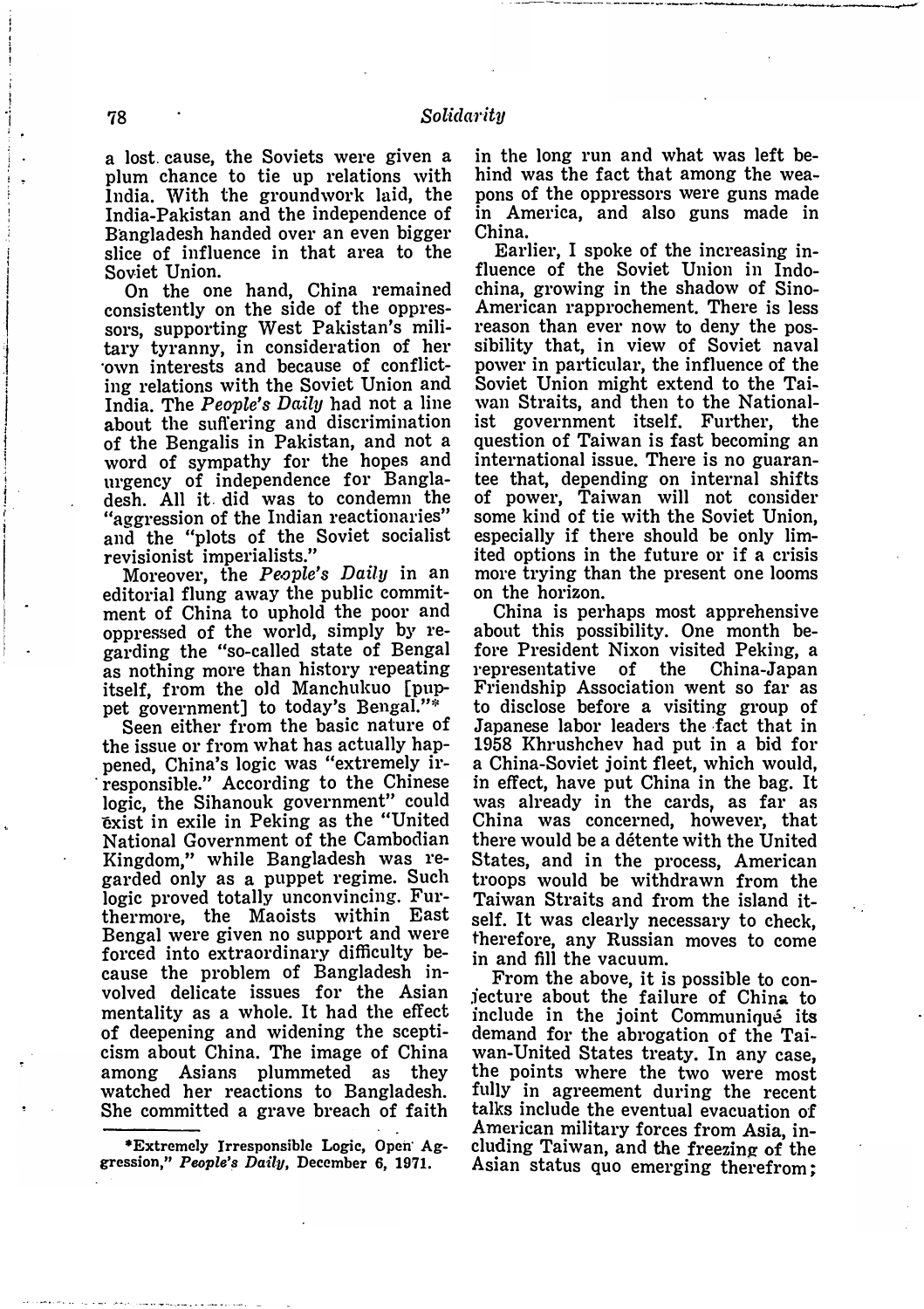a lost cause, the Soviets were given a plum chance to tie up relations with India. With the groundwork laid, the India-Pakistan and the independence of Bangladesh handed over an even bigger slice of influence in that area to the Soviet Union.

On the one hand, China remained consistently on the side of the oppressors, supporting West Pakistan's military tyranny, in consideration of her own interests and because of conflicting relations with the Soviet Union and India. The *People's Daily* had not a line about the suffering and discrimination of the Bengalis in Pakistan, and not a word of sympathy for the hopes and urgency of independence for Bangladesh. All it did was to condemn the "aggression of the Indian reactionaries" and the "plots of the Soviet socialist revisionist imperialists."

Moreover, the *People's Daily* in an editorial flung away the public commitment of China to uphold the poor and oppressed of the world, simply by regarding the "so-called state of Bengal as nothing more than history repeating itself, from the old Manchukuo [puppet government] to today's Bengal."*

Seen either from the basic nature of the issue or from what has actually happened, China's logic was "extremely irresponsible." According to the Chinese logic, the Sihanouk government" could exist in exile in Peking as the "United National Government of the Cambodian Kingdom," while Bangladesh was regarded only as a puppet regime. Such logic proved totally unconvincing. Furthermore, the Maoists within East Bengal were given no support and were forced into extraordinary difficulty because the problem of Bangladesh involved delicate issues for the Asian mentality as a whole. It had the effect of deepening and widening the scepticism about China. The image of China among Asians plummeted as they watched her reactions to Bangladesh. She committed a grave breach of faith in the long run and what was left behind was the fact that among the weapons of the oppressors were guns made in America, and also guns made in China.

Earlier, I spoke of the increasing influence of the Soviet Union in Indochina, growing in the shadow of Sino-American rapprochement. There is less reason than ever now to deny the possibility that, in view of Soviet naval power in particular, the influence of the Soviet Union might extend to the Taiwan Straits, and then to the Nationalist government itself. Further, the question of Taiwan is fast becoming an international issue. There is no guarantee that, depending on internal shifts of power, Taiwan will not consider some kind of tie with the Soviet Union, especially if there should be only limited options in the future or if a crisis more trying than the present one looms on the horizon.

China is perhaps most apprehensive about this possibility. One month before President Nixon visited Peking, a representative of the China-Japan Friendship Association went so far as to disclose before a visiting group of Japanese labor leaders the fact that in 1958 Khrushchev had put in a bid for a China-Soviet joint fleet, which would, in effect, have put China in the bag. It was already in the cards, as far as China was concerned, however, that there would be a détente with the United States, and in the process, American troops would be withdrawn from the Taiwan Straits and from the island itself. It was clearly necessary to check, therefore, any Russian moves to come in and fill the vacuum.

From the above, it is possible to conjecture about the failure of China to include in the joint Communiqué its demand for the abrogation of the Taiwan-United States treaty. In any case, the points where the two were most fully in agreement during the recent talks include the eventual evacuation of American military forces from Asia, including Taiwan, and the freezing of the Asian status quo emerging therefrom;

---

*Extremely Irresponsible Logic, Open Aggression," *People's Daily*, December 6, 1971.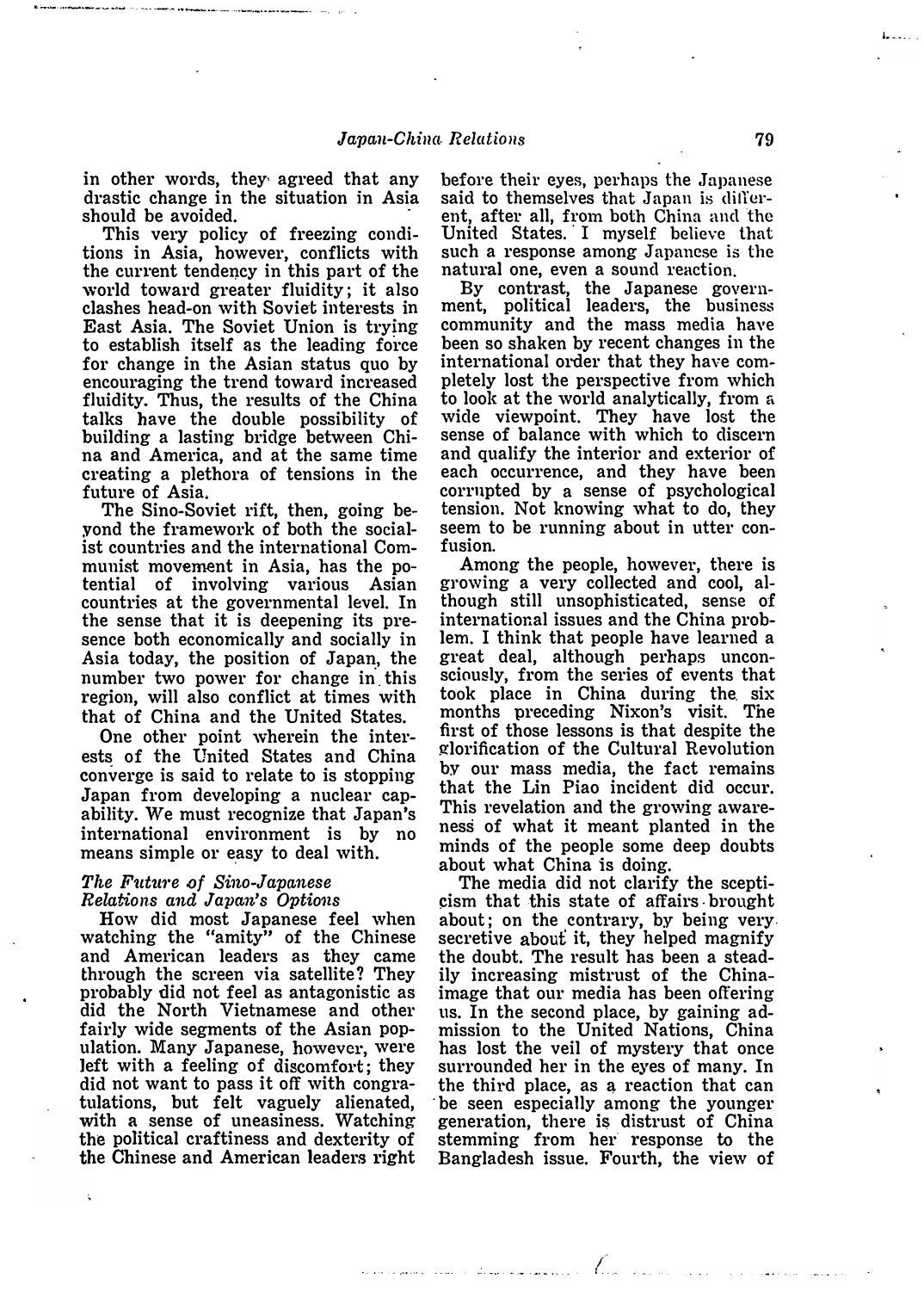in other words, they agreed that any drastic change in the situation in Asia should be avoided.

This very policy of freezing conditions in Asia, however, conflicts with the current tendency in this part of the world toward greater fluidity; it also clashes head-on with Soviet interests in East Asia. The Soviet Union is trying to establish itself as the leading force for change in the Asian status quo by encouraging the trend toward increased fluidity. Thus, the results of the China talks have the double possibility of building a lasting bridge between China and America, and at the same time creating a plethora of tensions in the future of Asia.

The Sino-Soviet rift, then, going beyond the framework of both the socialist countries and the international Communist movement in Asia, has the potential of involving various Asian countries at the governmental level. In the sense that it is deepening its presence both economically and socially in Asia today, the position of Japan, the number two power for change in this region, will also conflict at times with that of China and the United States.

One other point wherein the interests of the United States and China converge is said to relate to is stopping Japan from developing a nuclear capability. We must recognize that Japan's international environment is by no means simple or easy to deal with.

### *The Future of Sino-Japanese Relations and Japan's Options*

How did most Japanese feel when watching the "amity" of the Chinese and American leaders as they came through the screen via satellite? They probably did not feel as antagonistic as did the North Vietnamese and other fairly wide segments of the Asian population. Many Japanese, however, were left with a feeling of discomfort; they did not want to pass it off with congratulations, but felt vaguely alienated, with a sense of uneasiness. Watching the political craftiness and dexterity of the Chinese and American leaders right before their eyes, perhaps the Japanese said to themselves that Japan is different, after all, from both China and the United States. I myself believe that such a response among Japanese is the natural one, even a sound reaction.

By contrast, the Japanese government, political leaders, the business community and the mass media have been so shaken by recent changes in the international order that they have completely lost the perspective from which to look at the world analytically, from a wide viewpoint. They have lost the sense of balance with which to discern and qualify the interior and exterior of each occurrence, and they have been corrupted by a sense of psychological tension. Not knowing what to do, they seem to be running about in utter confusion.

Among the people, however, there is growing a very collected and cool, although still unsophisticated, sense of international issues and the China problem. I think that people have learned a great deal, although perhaps unconsciously, from the series of events that took place in China during the six months preceding Nixon's visit. The first of those lessons is that despite the glorification of the Cultural Revolution by our mass media, the fact remains that the Lin Piao incident did occur. This revelation and the growing awareness of what it meant planted in the minds of the people some deep doubts about what China is doing.

The media did not clarify the scepticism that this state of affairs brought about; on the contrary, by being very secretive about it, they helped magnify the doubt. The result has been a steadily increasing mistrust of the China-image that our media has been offering us. In the second place, by gaining admission to the United Nations, China has lost the veil of mystery that once surrounded her in the eyes of many. In the third place, as a reaction that can be seen especially among the younger generation, there is distrust of China stemming from her response to the Bangladesh issue. Fourth, the view of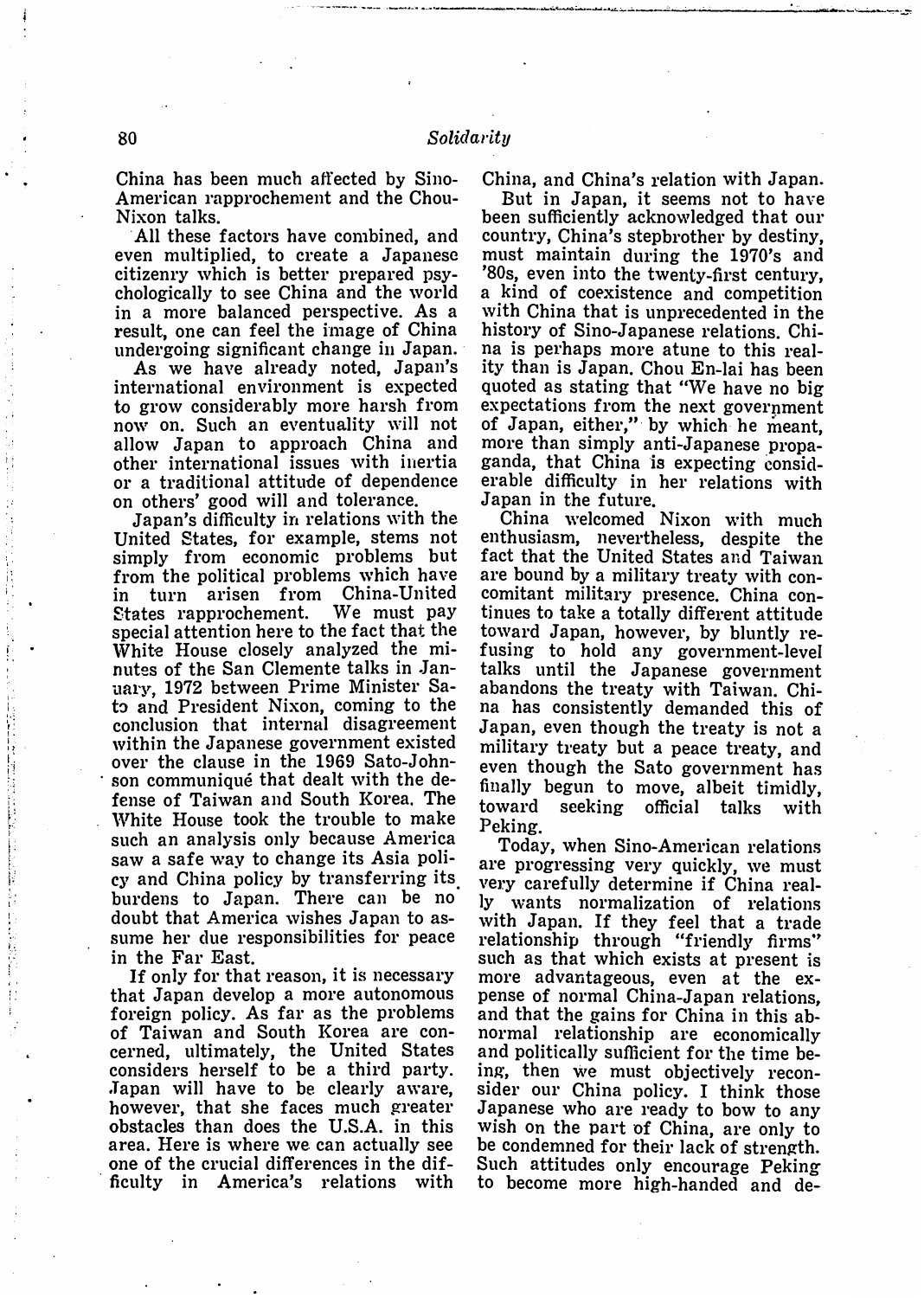China has been much affected by Sino-American rapprochement and the Chou-Nixon talks.

All these factors have combined, and even multiplied, to create a Japanese citizenry which is better prepared psychologically to see China and the world in a more balanced perspective. As a result, one can feel the image of China undergoing significant change in Japan.

As we have already noted, Japan's international environment is expected to grow considerably more harsh from now on. Such an eventuality will not allow Japan to approach China and other international issues with inertia or a traditional attitude of dependence on others' good will and tolerance.

Japan's difficulty in relations with the United States, for example, stems not simply from economic problems but from the political problems which have in turn arisen from China-United States rapprochement. We must pay special attention here to the fact that the White House closely analyzed the minutes of the San Clemente talks in January, 1972 between Prime Minister Sato and President Nixon, coming to the conclusion that internal disagreement within the Japanese government existed over the clause in the 1969 Sato-Johnson communiqué that dealt with the defense of Taiwan and South Korea. The White House took the trouble to make such an analysis only because America saw a safe way to change its Asia policy and China policy by transferring its burdens to Japan. There can be no doubt that America wishes Japan to assume her due responsibilities for peace in the Far East.

If only for that reason, it is necessary that Japan develop a more autonomous foreign policy. As far as the problems of Taiwan and South Korea are concerned, ultimately, the United States considers herself to be a third party. Japan will have to be clearly aware, however, that she faces much greater obstacles than does the U.S.A. in this area. Here is where we can actually see one of the crucial differences in the difficulty in America's relations with China, and China's relation with Japan.

But in Japan, it seems not to have been sufficiently acknowledged that our country, China's stepbrother by destiny, must maintain during the 1970's and '80s, even into the twenty-first century, a kind of coexistence and competition with China that is unprecedented in the history of Sino-Japanese relations. China is perhaps more atune to this reality than is Japan. Chou En-lai has been quoted as stating that "We have no big expectations from the next government of Japan, either," by which he meant, more than simply anti-Japanese propaganda, that China is expecting considerable difficulty in her relations with Japan in the future.

China welcomed Nixon with much enthusiasm, nevertheless, despite the fact that the United States and Taiwan are bound by a military treaty with concomitant military presence. China continues to take a totally different attitude toward Japan, however, by bluntly refusing to hold any government-level talks until the Japanese government abandons the treaty with Taiwan. China has consistently demanded this of Japan, even though the treaty is not a military treaty but a peace treaty, and even though the Sato government has finally begun to move, albeit timidly, toward seeking official talks with Peking.

Today, when Sino-American relations are progressing very quickly, we must very carefully determine if China really wants normalization of relations with Japan. If they feel that a trade relationship through "friendly firms" such as that which exists at present is more advantageous, even at the expense of normal China-Japan relations, and that the gains for China in this abnormal relationship are economically and politically sufficient for the time being, then we must objectively reconsider our China policy. I think those Japanese who are ready to bow to any wish on the part of China, are only to be condemned for their lack of strength. Such attitudes only encourage Peking to become more high-handed and de-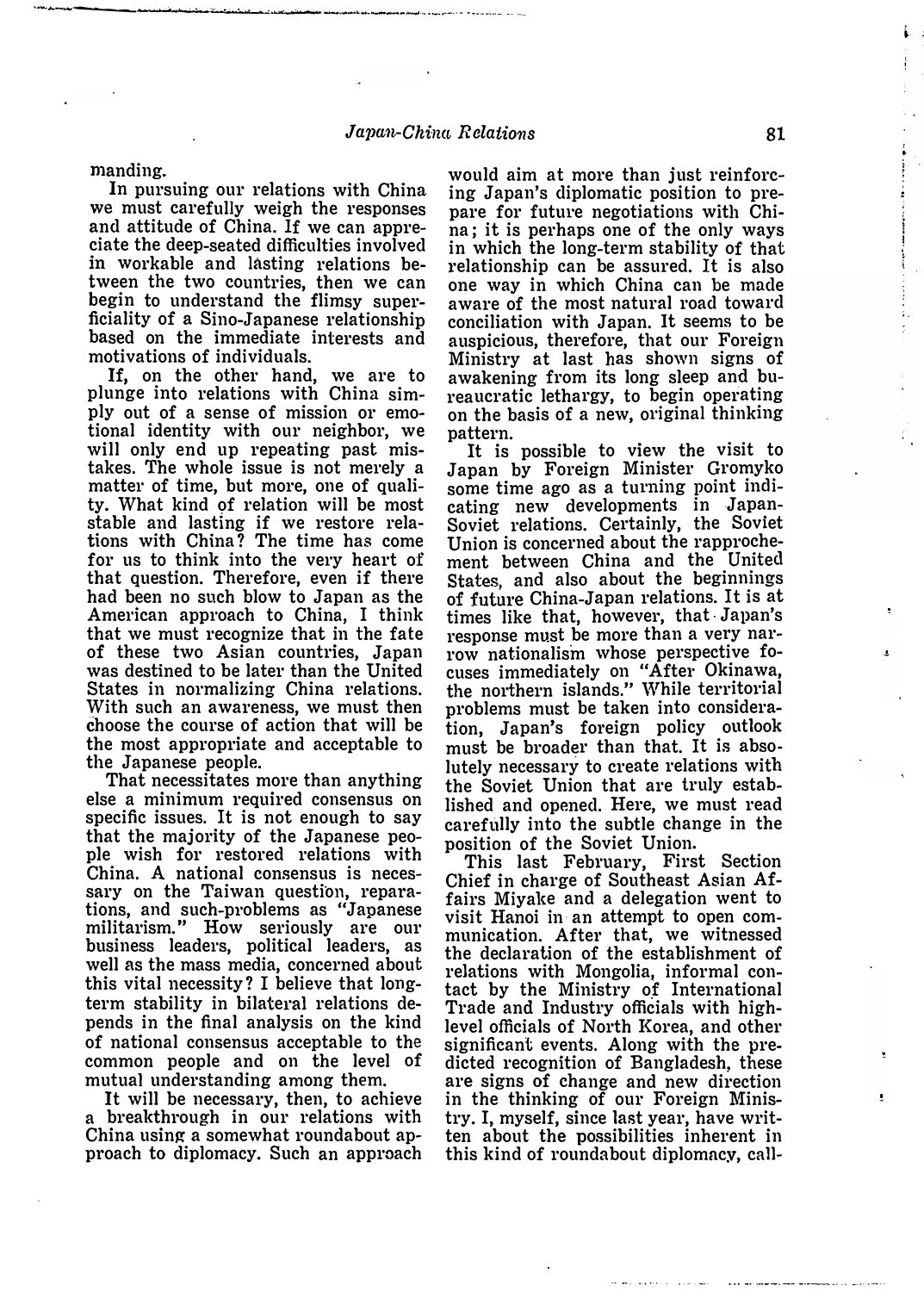manding.

In pursuing our relations with China we must carefully weigh the responses and attitude of China. If we can appreciate the deep-seated difficulties involved in workable and lasting relations between the two countries, then we can begin to understand the flimsy superficiality of a Sino-Japanese relationship based on the immediate interests and motivations of individuals.

If, on the other hand, we are to plunge into relations with China simply out of a sense of mission or emotional identity with our neighbor, we will only end up repeating past mistakes. The whole issue is not merely a matter of time, but more, one of quality. What kind of relation will be most stable and lasting if we restore relations with China? The time has come for us to think into the very heart of that question. Therefore, even if there had been no such blow to Japan as the American approach to China, I think that we must recognize that in the fate of these two Asian countries, Japan was destined to be later than the United States in normalizing China relations. With such an awareness, we must then choose the course of action that will be the most appropriate and acceptable to the Japanese people.

That necessitates more than anything else a minimum required consensus on specific issues. It is not enough to say that the majority of the Japanese people wish for restored relations with China. A national consensus is necessary on the Taiwan question, reparations, and such-problems as "Japanese militarism." How seriously are our business leaders, political leaders, as well as the mass media, concerned about this vital necessity? I believe that long-term stability in bilateral relations depends in the final analysis on the kind of national consensus acceptable to the common people and on the level of mutual understanding among them.

It will be necessary, then, to achieve a breakthrough in our relations with China using a somewhat roundabout approach to diplomacy. Such an approach would aim at more than just reinforcing Japan's diplomatic position to prepare for future negotiations with China; it is perhaps one of the only ways in which the long-term stability of that relationship can be assured. It is also one way in which China can be made aware of the most natural road toward conciliation with Japan. It seems to be auspicious, therefore, that our Foreign Ministry at last has shown signs of awakening from its long sleep and bureaucratic lethargy, to begin operating on the basis of a new, original thinking pattern.

It is possible to view the visit to Japan by Foreign Minister Gromyko some time ago as a turning point indicating new developments in Japan-Soviet relations. Certainly, the Soviet Union is concerned about the rapprochement between China and the United States, and also about the beginnings of future China-Japan relations. It is at times like that, however, that Japan's response must be more than a very narrow nationalism whose perspective focuses immediately on "After Okinawa, the northern islands." While territorial problems must be taken into consideration, Japan's foreign policy outlook must be broader than that. It is absolutely necessary to create relations with the Soviet Union that are truly established and opened. Here, we must read carefully into the subtle change in the position of the Soviet Union.

This last February, First Section Chief in charge of Southeast Asian Affairs Miyake and a delegation went to visit Hanoi in an attempt to open communication. After that, we witnessed the declaration of the establishment of relations with Mongolia, informal contact by the Ministry of International Trade and Industry officials with high-level officials of North Korea, and other significant events. Along with the predicted recognition of Bangladesh, these are signs of change and new direction in the thinking of our Foreign Ministry. I, myself, since last year, have written about the possibilities inherent in this kind of roundabout diplomacy, call-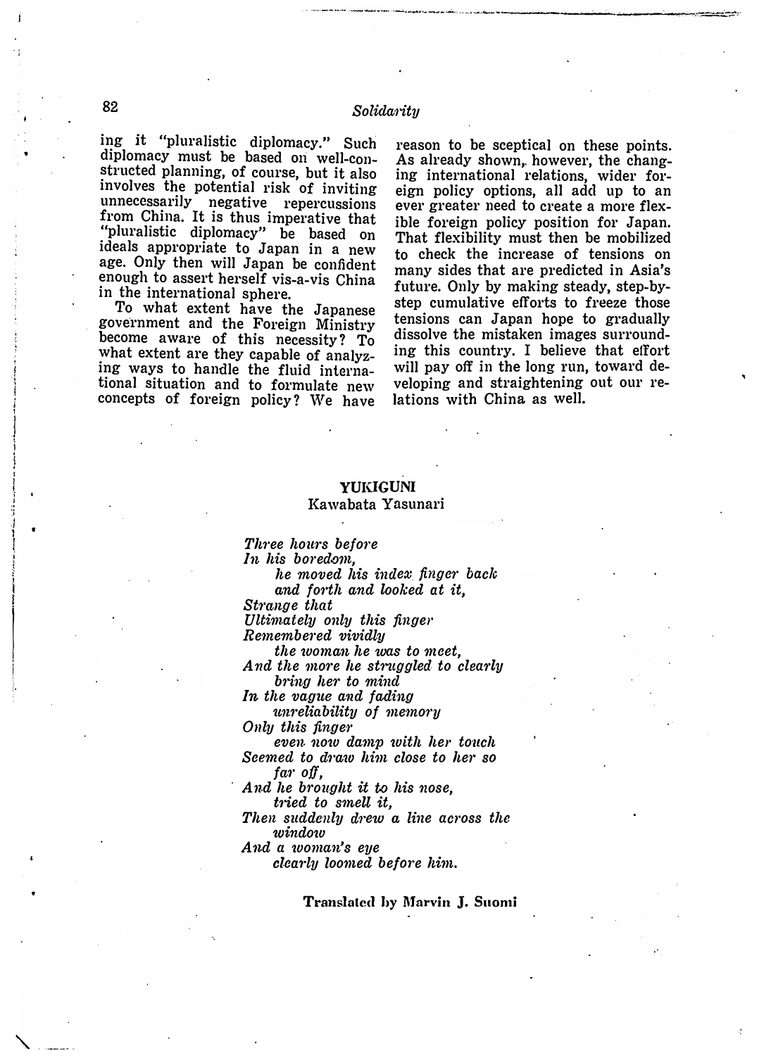ing it "pluralistic diplomacy." Such diplomacy must be based on well-constructed planning, of course, but it also involves the potential risk of inviting unnecessarily negative repercussions from China. It is thus imperative that "pluralistic diplomacy" be based on ideals appropriate to Japan in a new age. Only then will Japan be confident enough to assert herself vis-a-vis China in the international sphere.

To what extent have the Japanese government and the Foreign Ministry become aware of this necessity? To what extent are they capable of analyzing ways to handle the fluid international situation and to formulate new concepts of foreign policy? We have reason to be sceptical on these points. As already shown, however, the changing international relations, wider foreign policy options, all add up to an ever greater need to create a more flexible foreign policy position for Japan. That flexibility must then be mobilized to check the increase of tensions on many sides that are predicted in Asia's future. Only by making steady, step-by-step cumulative efforts to freeze those tensions can Japan hope to gradually dissolve the mistaken images surrounding this country. I believe that effort will pay off in the long run, toward developing and straightening out our relations with China as well.

## YUKIGUNI

Kawabata Yasunari

*Three hours before*
*In his boredom,*
*he moved his index finger back and forth and looked at it,*
*Strange that*
*Ultimately only this finger*
*Remembered vividly*
*the woman he was to meet,*
*And the more he struggled to clearly bring her to mind*
*In the vague and fading unreliability of memory*
*Only this finger*
*even now damp with her touch*
*Seemed to draw him close to her so far off,*
*And he brought it to his nose,*
*tried to smell it,*
*Then suddenly drew a line across the window*
*And a woman's eye*
*clearly loomed before him.*

**Translated by Marvin J. Suomi**